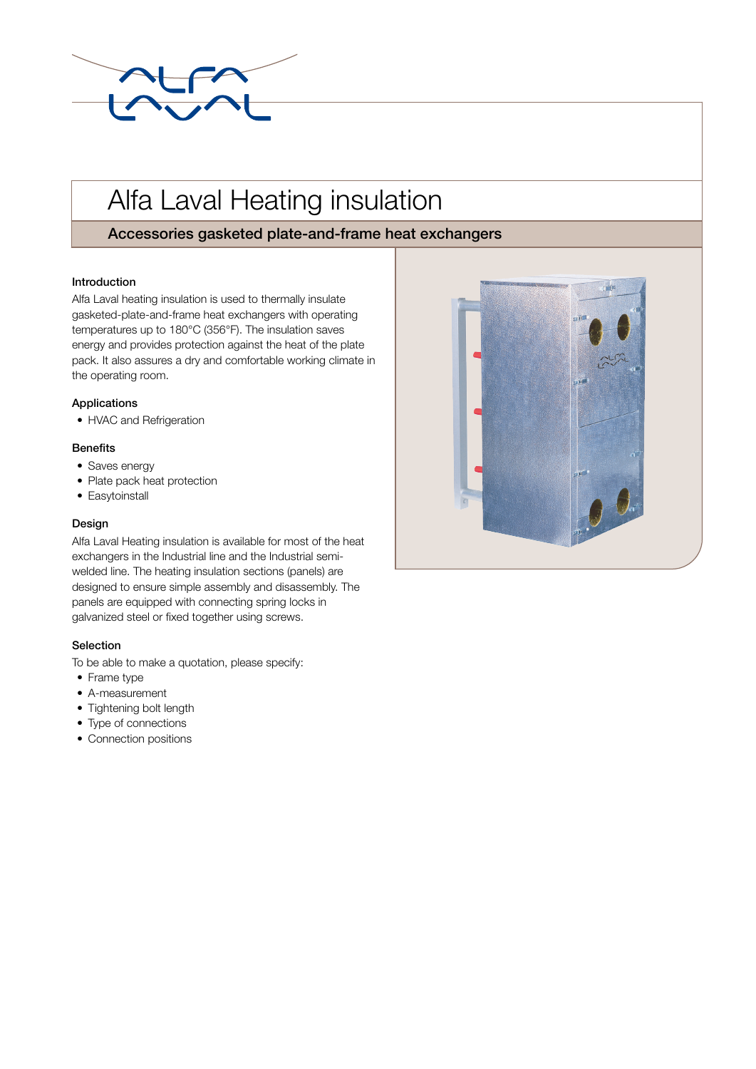# Alfa Laval Heating insulation

## Accessories gasketed plate-and-frame heat exchangers

### Introduction

Alfa Laval heating insulation is used to thermally insulate gasketed-plate-and-frame heat exchangers with operating temperatures up to 180°C (356°F). The insulation saves energy and provides protection against the heat of the plate pack. It also assures a dry and comfortable working climate in the operating room.

### Applications

- HVAC and Refrigeration

### Benefits

- Saves energy
- Plate pack heat protection
- Easytoinstall

### Design

Alfa Laval Heating insulation is available for most of the heat exchangers in the Industrial line and the Industrial semi-welded line. The heating insulation sections (panels) are designed to ensure simple assembly and disassembly. The panels are equipped with connecting spring locks in galvanized steel or fixed together using screws.

### Selection

To be able to make a quotation, please specify:

- Frame type
- A-measurement
- Tightening bolt length
- Type of connections
- Connection positions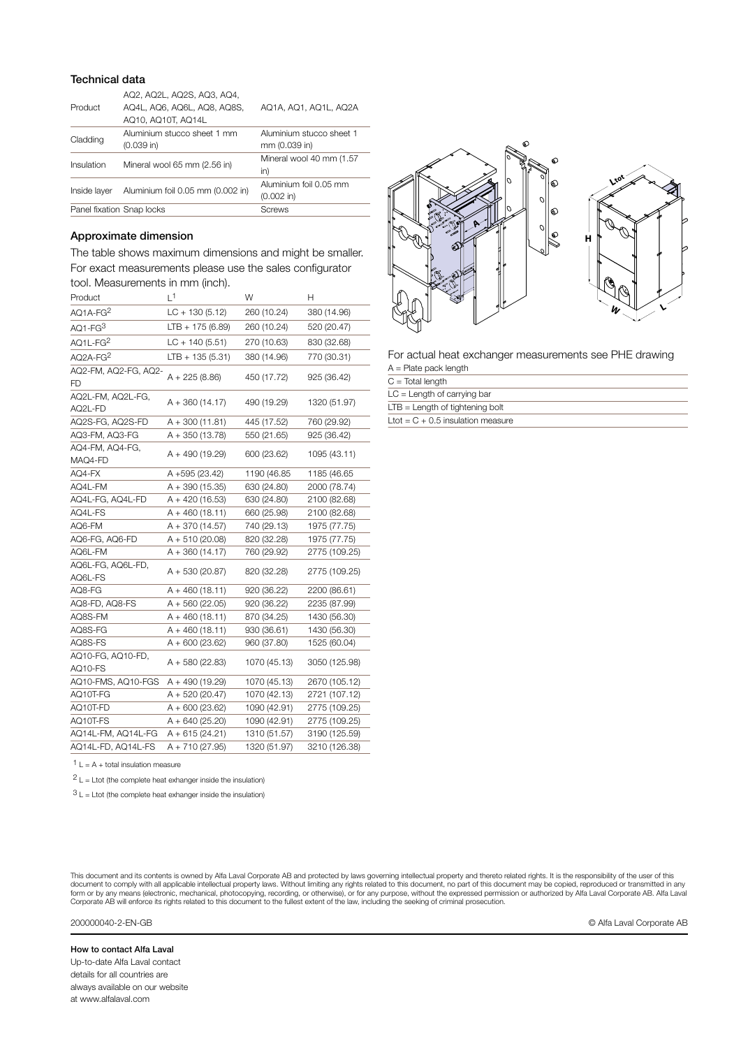### Technical data

| Product | AQ2, AQ2L, AQ2S, AQ3, AQ4, AQ4L, AQ6, AQ6L, AQ8, AQ8S, AQ10, AQ10T, AQ14L | AQ1A, AQ1, AQ1L, AQ2A |
|---|---|---|
| Cladding | Aluminium stucco sheet 1 mm (0.039 in) | Aluminium stucco sheet 1 mm (0.039 in) |
| Insulation | Mineral wool 65 mm (2.56 in) | Mineral wool 40 mm (1.57 in) |
| Inside layer | Aluminium foil 0.05 mm (0.002 in) | Aluminium foil 0.05 mm (0.002 in) |
| Panel fixation | Snap locks | Screws |

### Approximate dimension

The table shows maximum dimensions and might be smaller. For exact measurements please use the sales configurator tool. Measurements in mm (inch).

| Product | L[1] | W | H |
|---|---|---|---|
| AQ1A-FG[2] | LC + 130 (5.12) | 260 (10.24) | 380 (14.96) |
| AQ1-FG[3] | LTB + 175 (6.89) | 260 (10.24) | 520 (20.47) |
| AQ1L-FG[2] | LC + 140 (5.51) | 270 (10.63) | 830 (32.68) |
| AQ2A-FG[2] | LTB + 135 (5.31) | 380 (14.96) | 770 (30.31) |
| AQ2-FM, AQ2-FG, AQ2-FD | A + 225 (8.86) | 450 (17.72) | 925 (36.42) |
| AQ2L-FM, AQ2L-FG, AQ2L-FD | A + 360 (14.17) | 490 (19.29) | 1320 (51.97) |
| AQ2S-FG, AQ2S-FD | A + 300 (11.81) | 445 (17.52) | 760 (29.92) |
| AQ3-FM, AQ3-FG | A + 350 (13.78) | 550 (21.65) | 925 (36.42) |
| AQ4-FM, AQ4-FG, MAQ4-FD | A + 490 (19.29) | 600 (23.62) | 1095 (43.11) |
| AQ4-FX | A +595 (23.42) | 1190 (46.85 | 1185 (46.65 |
| AQ4L-FM | A + 390 (15.35) | 630 (24.80) | 2000 (78.74) |
| AQ4L-FG, AQ4L-FD | A + 420 (16.53) | 630 (24.80) | 2100 (82.68) |
| AQ4L-FS | A + 460 (18.11) | 660 (25.98) | 2100 (82.68) |
| AQ6-FM | A + 370 (14.57) | 740 (29.13) | 1975 (77.75) |
| AQ6-FG, AQ6-FD | A + 510 (20.08) | 820 (32.28) | 1975 (77.75) |
| AQ6L-FM | A + 360 (14.17) | 760 (29.92) | 2775 (109.25) |
| AQ6L-FG, AQ6L-FD, AQ6L-FS | A + 530 (20.87) | 820 (32.28) | 2775 (109.25) |
| AQ8-FG | A + 460 (18.11) | 920 (36.22) | 2200 (86.61) |
| AQ8-FD, AQ8-FS | A + 560 (22.05) | 920 (36.22) | 2235 (87.99) |
| AQ8S-FM | A + 460 (18.11) | 870 (34.25) | 1430 (56.30) |
| AQ8S-FG | A + 460 (18.11) | 930 (36.61) | 1430 (56.30) |
| AQ8S-FS | A + 600 (23.62) | 960 (37.80) | 1525 (60.04) |
| AQ10-FG, AQ10-FD, AQ10-FS | A + 580 (22.83) | 1070 (45.13) | 3050 (125.98) |
| AQ10-FMS, AQ10-FGS | A + 490 (19.29) | 1070 (45.13) | 2670 (105.12) |
| AQ10T-FG | A + 520 (20.47) | 1070 (42.13) | 2721 (107.12) |
| AQ10T-FD | A + 600 (23.62) | 1090 (42.91) | 2775 (109.25) |
| AQ10T-FS | A + 640 (25.20) | 1090 (42.91) | 2775 (109.25) |
| AQ14L-FM, AQ14L-FG | A + 615 (24.21) | 1310 (51.57) | 3190 (125.59) |
| AQ14L-FD, AQ14L-FS | A + 710 (27.95) | 1320 (51.97) | 3210 (126.38) |

[1] L = A + total insulation measure

[2] L = Ltot (the complete heat exhanger inside the insulation)

[3] L = Ltot (the complete heat exhanger inside the insulation)

For actual heat exchanger measurements see PHE drawing

- A = Plate pack length
- C = Total length
- LC = Length of carrying bar
- LTB = Length of tightening bolt
- Ltot = C + 0.5 insulation measure

This document and its contents is owned by Alfa Laval Corporate AB and protected by laws governing intellectual property and thereto related rights. It is the responsibility of the user of this document to comply with all applicable intellectual property laws. Without limiting any rights related to this document, no part of this document may be copied, reproduced or transmitted in any form or by any means (electronic, mechanical, photocopying, recording, or otherwise), or for any purpose, without the expressed permission or authorized by Alfa Laval Corporate AB. Alfa Laval Corporate AB will enforce its rights related to this document to the fullest extent of the law, including the seeking of criminal prosecution.

200000040-2-EN-GB © Alfa Laval Corporate AB

**How to contact Alfa Laval**

Up-to-date Alfa Laval contact details for all countries are always available on our website at www.alfalaval.com